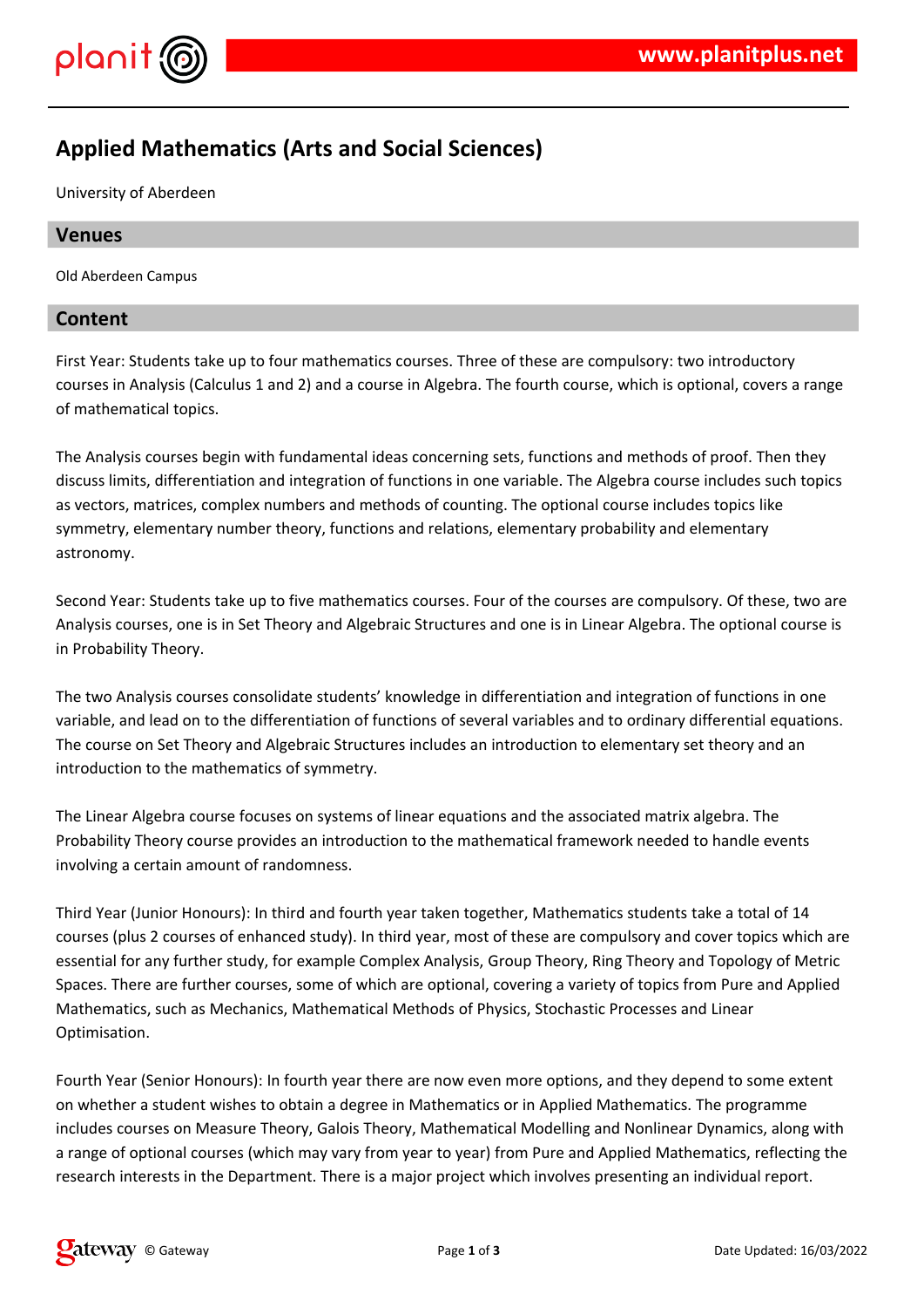# Applied Mathematics (Arts and Social Sciences)

University of Aberdeen

## Venues

Old Aberdeen Campus

## Content

First Year: Students take up to four mathematics courses. Three of these are compulsory: two introductory courses in Analysis (Calculus 1 and 2) and a course in Algebra. The fourth course, which is optional, covers a range of mathematical topics.

The Analysis courses begin with fundamental ideas concerning sets, functions and methods of proof. Then they discuss limits, differentiation and integration of functions in one variable. The Algebra course includes such topics as vectors, matrices, complex numbers and methods of counting. The optional course includes topics like symmetry, elementary number theory, functions and relations, elementary probability and elementary astronomy.

Second Year: Students take up to five mathematics courses. Four of the courses are compulsory. Of these, two are Analysis courses, one is in Set Theory and Algebraic Structures and one is in Linear Algebra. The optional course is in Probability Theory.

The two Analysis courses consolidate students' knowledge in differentiation and integration of functions in one variable, and lead on to the differentiation of functions of several variables and to ordinary differential equations. The course on Set Theory and Algebraic Structures includes an introduction to elementary set theory and an introduction to the mathematics of symmetry.

The Linear Algebra course focuses on systems of linear equations and the associated matrix algebra. The Probability Theory course provides an introduction to the mathematical framework needed to handle events involving a certain amount of randomness.

Third Year (Junior Honours): In third and fourth year taken together, Mathematics students take a total of 14 courses (plus 2 courses of enhanced study). In third year, most of these are compulsory and cover topics which are essential for any further study, for example Complex Analysis, Group Theory, Ring Theory and Topology of Metric Spaces. There are further courses, some of which are optional, covering a variety of topics from Pure and Applied Mathematics, such as Mechanics, Mathematical Methods of Physics, Stochastic Processes and Linear Optimisation.

Fourth Year (Senior Honours): In fourth year there are now even more options, and they depend to some extent on whether a student wishes to obtain a degree in Mathematics or in Applied Mathematics. The programme includes courses on Measure Theory, Galois Theory, Mathematical Modelling and Nonlinear Dynamics, along with a range of optional courses (which may vary from year to year) from Pure and Applied Mathematics, reflecting the research interests in the Department. There is a major project which involves presenting an individual report.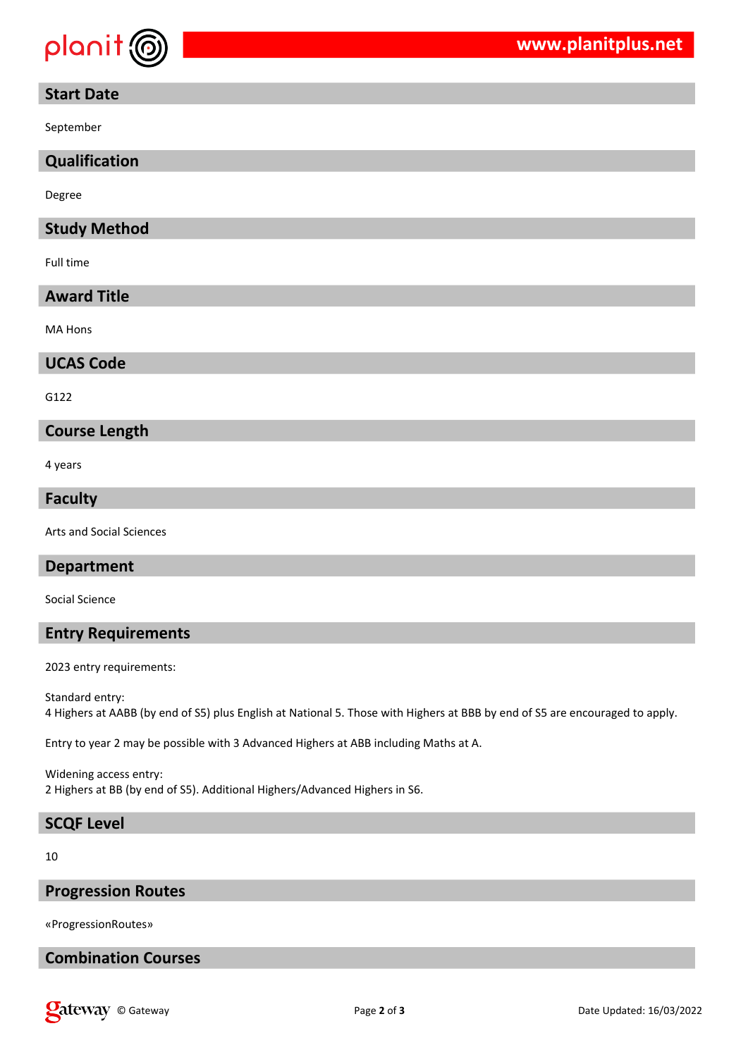## Start Date

September

## Qualification

Degree

## Study Method

Full time

## Award Title

MA Hons

## UCAS Code

G122

## Course Length

4 years

## Faculty

Arts and Social Sciences

## Department

Social Science

## Entry Requirements

2023 entry requirements:

Standard entry:
4 Highers at AABB (by end of S5) plus English at National 5. Those with Highers at BBB by end of S5 are encouraged to apply.

Entry to year 2 may be possible with 3 Advanced Highers at ABB including Maths at A.

Widening access entry:
2 Highers at BB (by end of S5). Additional Highers/Advanced Highers in S6.

## SCQF Level

10

## Progression Routes

«ProgressionRoutes»

## Combination Courses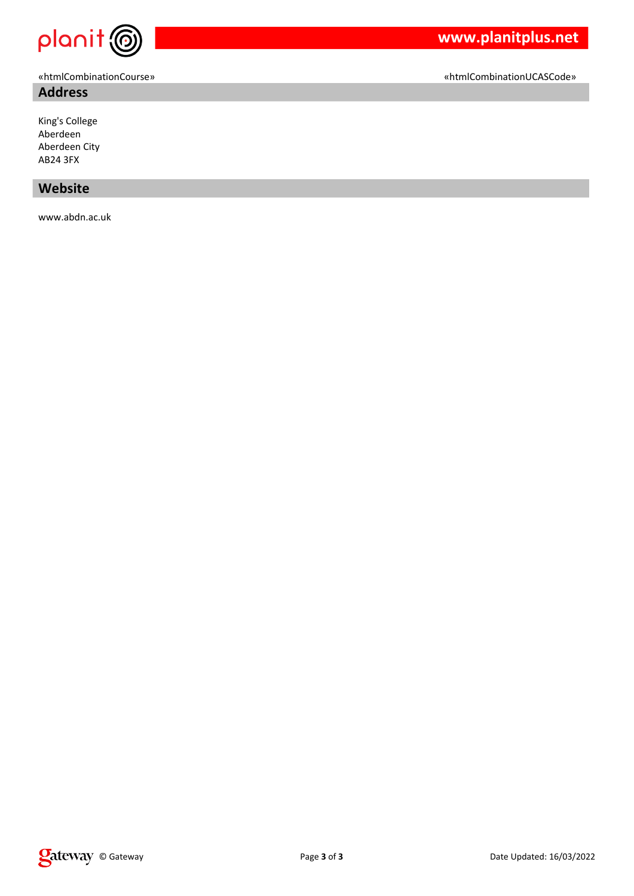«htmlCombinationCourse» «htmlCombinationUCASCode»

## Address

King's College
Aberdeen
Aberdeen City
AB24 3FX

## Website

www.abdn.ac.uk